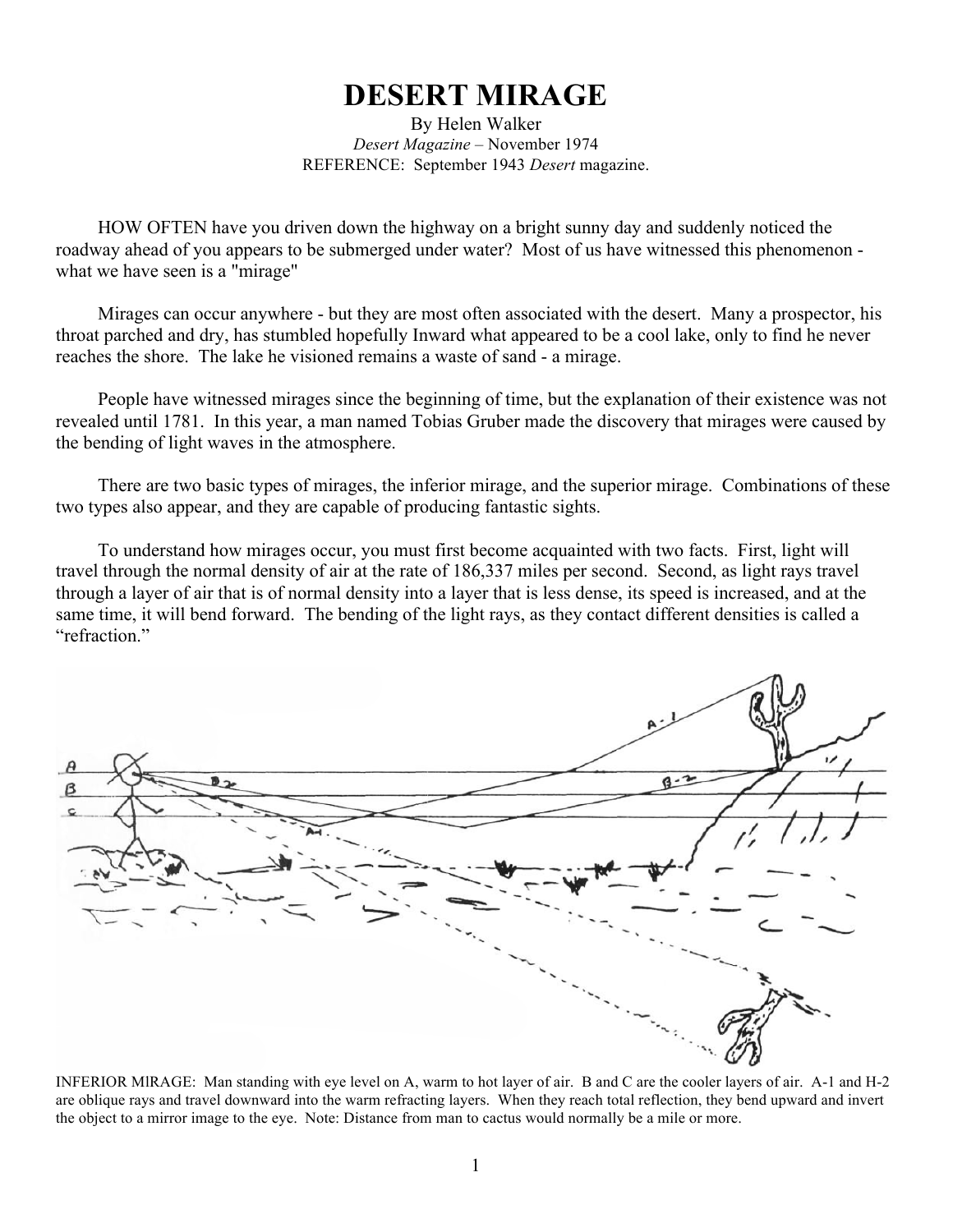# DESERT MIRAGE

By Helen Walker
*Desert Magazine* – November 1974
REFERENCE: September 1943 *Desert* magazine.

HOW OFTEN have you driven down the highway on a bright sunny day and suddenly noticed the roadway ahead of you appears to be submerged under water? Most of us have witnessed this phenomenon - what we have seen is a "mirage"

Mirages can occur anywhere - but they are most often associated with the desert. Many a prospector, his throat parched and dry, has stumbled hopefully Inward what appeared to be a cool lake, only to find he never reaches the shore. The lake he visioned remains a waste of sand - a mirage.

People have witnessed mirages since the beginning of time, but the explanation of their existence was not revealed until 1781. In this year, a man named Tobias Gruber made the discovery that mirages were caused by the bending of light waves in the atmosphere.

There are two basic types of mirages, the inferior mirage, and the superior mirage. Combinations of these two types also appear, and they are capable of producing fantastic sights.

To understand how mirages occur, you must first become acquainted with two facts. First, light will travel through the normal density of air at the rate of 186,337 miles per second. Second, as light rays travel through a layer of air that is of normal density into a layer that is less dense, its speed is increased, and at the same time, it will bend forward. The bending of the light rays, as they contact different densities is called a "refraction."

INFERIOR MIRAGE: Man standing with eye level on A, warm to hot layer of air. B and C are the cooler layers of air. A-1 and H-2 are oblique rays and travel downward into the warm refracting layers. When they reach total reflection, they bend upward and invert the object to a mirror image to the eye. Note: Distance from man to cactus would normally be a mile or more.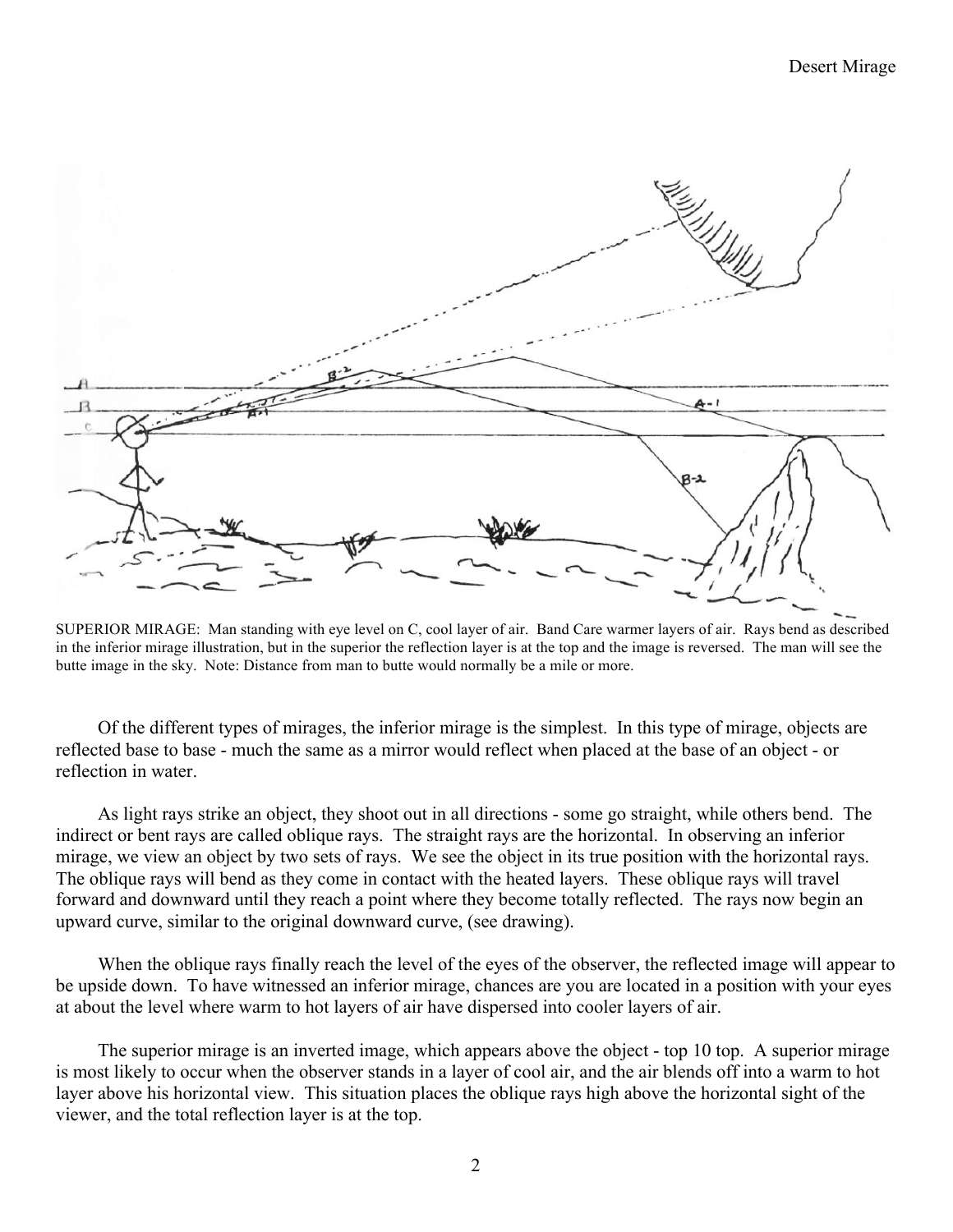SUPERIOR MIRAGE: Man standing with eye level on C, cool layer of air. Band Care warmer layers of air. Rays bend as described in the inferior mirage illustration, but in the superior the reflection layer is at the top and the image is reversed. The man will see the butte image in the sky. Note: Distance from man to butte would normally be a mile or more.

Of the different types of mirages, the inferior mirage is the simplest. In this type of mirage, objects are reflected base to base - much the same as a mirror would reflect when placed at the base of an object - or reflection in water.

As light rays strike an object, they shoot out in all directions - some go straight, while others bend. The indirect or bent rays are called oblique rays. The straight rays are the horizontal. In observing an inferior mirage, we view an object by two sets of rays. We see the object in its true position with the horizontal rays. The oblique rays will bend as they come in contact with the heated layers. These oblique rays will travel forward and downward until they reach a point where they become totally reflected. The rays now begin an upward curve, similar to the original downward curve, (see drawing).

When the oblique rays finally reach the level of the eyes of the observer, the reflected image will appear to be upside down. To have witnessed an inferior mirage, chances are you are located in a position with your eyes at about the level where warm to hot layers of air have dispersed into cooler layers of air.

The superior mirage is an inverted image, which appears above the object - top 10 top. A superior mirage is most likely to occur when the observer stands in a layer of cool air, and the air blends off into a warm to hot layer above his horizontal view. This situation places the oblique rays high above the horizontal sight of the viewer, and the total reflection layer is at the top.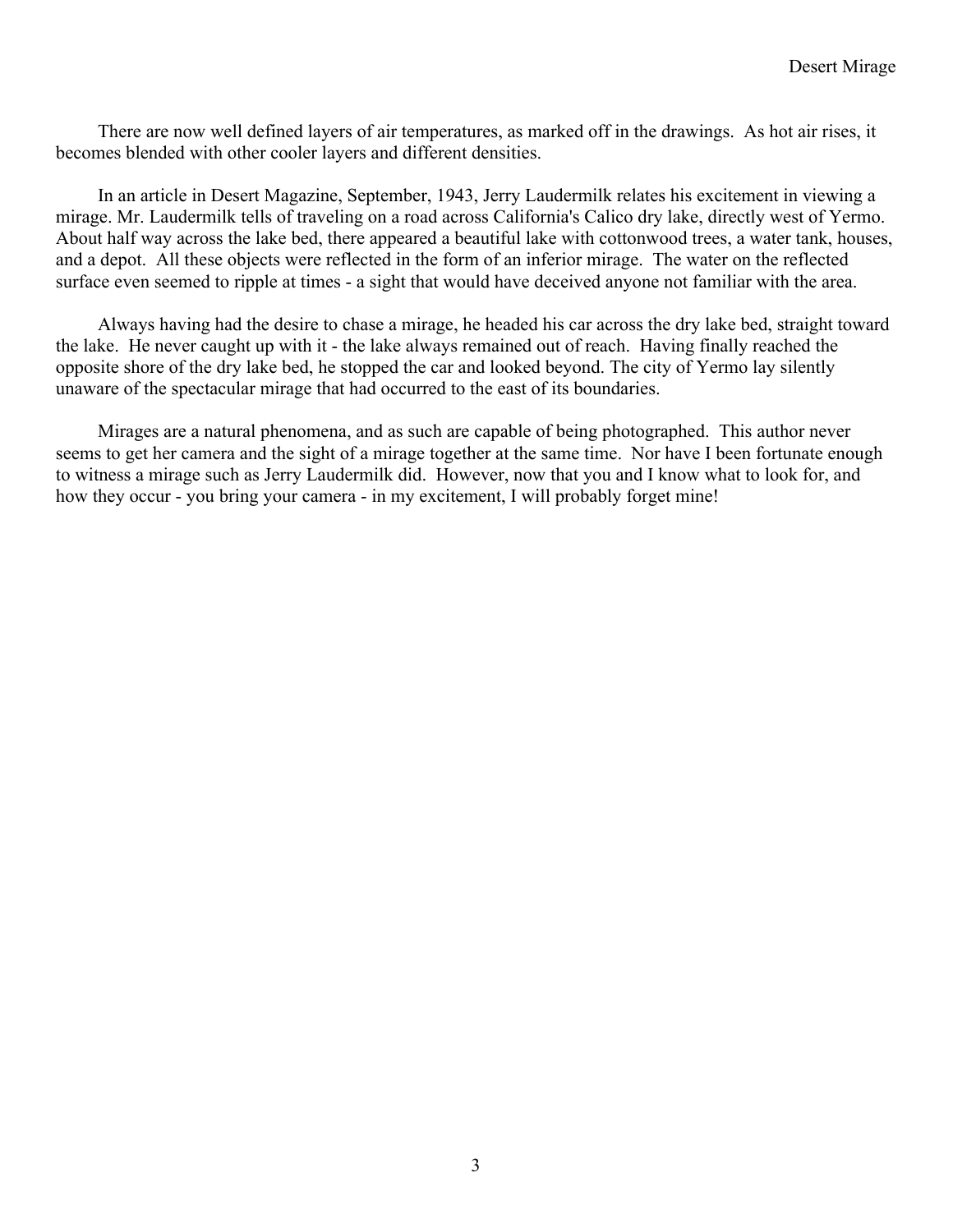There are now well defined layers of air temperatures, as marked off in the drawings. As hot air rises, it becomes blended with other cooler layers and different densities.

In an article in Desert Magazine, September, 1943, Jerry Laudermilk relates his excitement in viewing a mirage. Mr. Laudermilk tells of traveling on a road across California's Calico dry lake, directly west of Yermo. About half way across the lake bed, there appeared a beautiful lake with cottonwood trees, a water tank, houses, and a depot. All these objects were reflected in the form of an inferior mirage. The water on the reflected surface even seemed to ripple at times - a sight that would have deceived anyone not familiar with the area.

Always having had the desire to chase a mirage, he headed his car across the dry lake bed, straight toward the lake. He never caught up with it - the lake always remained out of reach. Having finally reached the opposite shore of the dry lake bed, he stopped the car and looked beyond. The city of Yermo lay silently unaware of the spectacular mirage that had occurred to the east of its boundaries.

Mirages are a natural phenomena, and as such are capable of being photographed. This author never seems to get her camera and the sight of a mirage together at the same time. Nor have I been fortunate enough to witness a mirage such as Jerry Laudermilk did. However, now that you and I know what to look for, and how they occur - you bring your camera - in my excitement, I will probably forget mine!